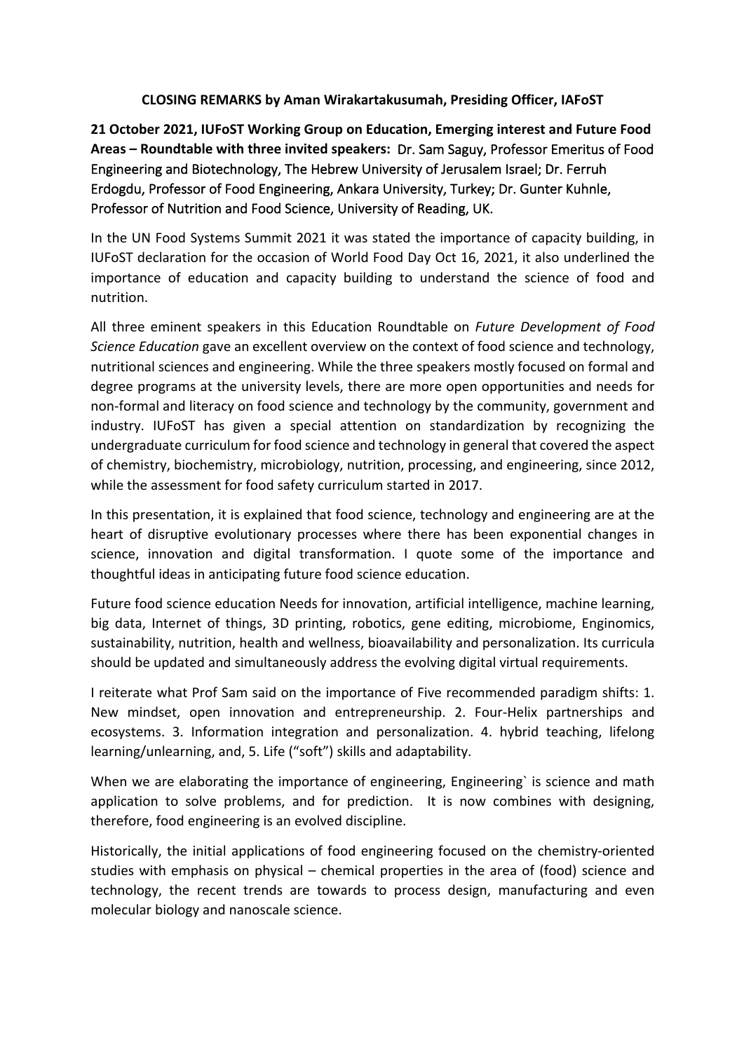**CLOSING REMARKS by Aman Wirakartakusumah, Presiding Officer, IAFoST**

**21 October 2021, IUFoST Working Group on Education, Emerging interest and Future Food Areas – Roundtable with three invited speakers:** Dr. Sam Saguy, Professor Emeritus of Food Engineering and Biotechnology, The Hebrew University of Jerusalem Israel; Dr. Ferruh Erdogdu, Professor of Food Engineering, Ankara University, Turkey; Dr. Gunter Kuhnle, Professor of Nutrition and Food Science, University of Reading, UK.

In the UN Food Systems Summit 2021 it was stated the importance of capacity building, in IUFoST declaration for the occasion of World Food Day Oct 16, 2021, it also underlined the importance of education and capacity building to understand the science of food and nutrition.

All three eminent speakers in this Education Roundtable on *Future Development of Food Science Education* gave an excellent overview on the context of food science and technology, nutritional sciences and engineering. While the three speakers mostly focused on formal and degree programs at the university levels, there are more open opportunities and needs for non-formal and literacy on food science and technology by the community, government and industry. IUFoST has given a special attention on standardization by recognizing the undergraduate curriculum for food science and technology in general that covered the aspect of chemistry, biochemistry, microbiology, nutrition, processing, and engineering, since 2012, while the assessment for food safety curriculum started in 2017.

In this presentation, it is explained that food science, technology and engineering are at the heart of disruptive evolutionary processes where there has been exponential changes in science, innovation and digital transformation. I quote some of the importance and thoughtful ideas in anticipating future food science education.

Future food science education Needs for innovation, artificial intelligence, machine learning, big data, Internet of things, 3D printing, robotics, gene editing, microbiome, Enginomics, sustainability, nutrition, health and wellness, bioavailability and personalization. Its curricula should be updated and simultaneously address the evolving digital virtual requirements.

I reiterate what Prof Sam said on the importance of Five recommended paradigm shifts: 1. New mindset, open innovation and entrepreneurship. 2. Four-Helix partnerships and ecosystems. 3. Information integration and personalization. 4. hybrid teaching, lifelong learning/unlearning, and, 5. Life ("soft") skills and adaptability.

When we are elaborating the importance of engineering, Engineering` is science and math application to solve problems, and for prediction. It is now combines with designing, therefore, food engineering is an evolved discipline.

Historically, the initial applications of food engineering focused on the chemistry-oriented studies with emphasis on physical – chemical properties in the area of (food) science and technology, the recent trends are towards to process design, manufacturing and even molecular biology and nanoscale science.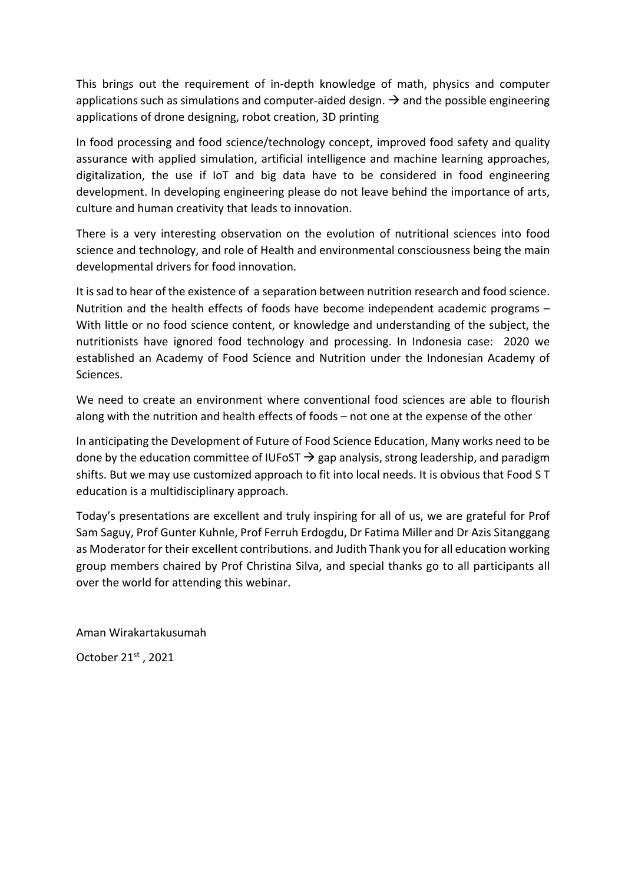This brings out the requirement of in-depth knowledge of math, physics and computer applications such as simulations and computer-aided design. → and the possible engineering applications of drone designing, robot creation, 3D printing

In food processing and food science/technology concept, improved food safety and quality assurance with applied simulation, artificial intelligence and machine learning approaches, digitalization, the use if IoT and big data have to be considered in food engineering development. In developing engineering please do not leave behind the importance of arts, culture and human creativity that leads to innovation.

There is a very interesting observation on the evolution of nutritional sciences into food science and technology, and role of Health and environmental consciousness being the main developmental drivers for food innovation.

It is sad to hear of the existence of a separation between nutrition research and food science. Nutrition and the health effects of foods have become independent academic programs – With little or no food science content, or knowledge and understanding of the subject, the nutritionists have ignored food technology and processing. In Indonesia case: 2020 we established an Academy of Food Science and Nutrition under the Indonesian Academy of Sciences.

We need to create an environment where conventional food sciences are able to flourish along with the nutrition and health effects of foods – not one at the expense of the other

In anticipating the Development of Future of Food Science Education, Many works need to be done by the education committee of IUFoST → gap analysis, strong leadership, and paradigm shifts. But we may use customized approach to fit into local needs. It is obvious that Food S T education is a multidisciplinary approach.

Today's presentations are excellent and truly inspiring for all of us, we are grateful for Prof Sam Saguy, Prof Gunter Kuhnle, Prof Ferruh Erdogdu, Dr Fatima Miller and Dr Azis Sitanggang as Moderator for their excellent contributions. and Judith Thank you for all education working group members chaired by Prof Christina Silva, and special thanks go to all participants all over the world for attending this webinar.

Aman Wirakartakusumah

October 21st , 2021